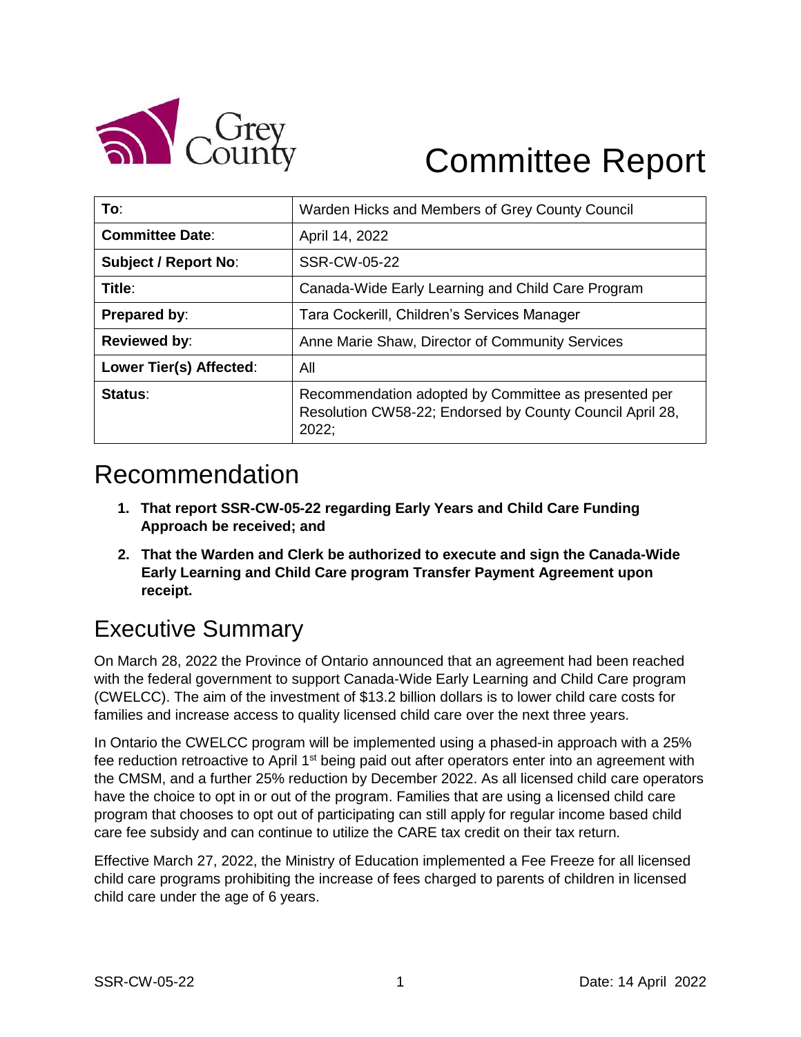# Committee Report

| To: | Warden Hicks and Members of Grey County Council |
|---|---|
| Committee Date: | April 14, 2022 |
| Subject / Report No: | SSR-CW-05-22 |
| Title: | Canada-Wide Early Learning and Child Care Program |
| Prepared by: | Tara Cockerill, Children's Services Manager |
| Reviewed by: | Anne Marie Shaw, Director of Community Services |
| Lower Tier(s) Affected: | All |
| Status: | Recommendation adopted by Committee as presented per Resolution CW58-22; Endorsed by County Council April 28, 2022; |

## Recommendation

1. **That report SSR-CW-05-22 regarding Early Years and Child Care Funding Approach be received; and**
2. **That the Warden and Clerk be authorized to execute and sign the Canada-Wide Early Learning and Child Care program Transfer Payment Agreement upon receipt.**

## Executive Summary

On March 28, 2022 the Province of Ontario announced that an agreement had been reached with the federal government to support Canada-Wide Early Learning and Child Care program (CWELCC). The aim of the investment of $13.2 billion dollars is to lower child care costs for families and increase access to quality licensed child care over the next three years.

In Ontario the CWELCC program will be implemented using a phased-in approach with a 25% fee reduction retroactive to April 1st being paid out after operators enter into an agreement with the CMSM, and a further 25% reduction by December 2022. As all licensed child care operators have the choice to opt in or out of the program. Families that are using a licensed child care program that chooses to opt out of participating can still apply for regular income based child care fee subsidy and can continue to utilize the CARE tax credit on their tax return.

Effective March 27, 2022, the Ministry of Education implemented a Fee Freeze for all licensed child care programs prohibiting the increase of fees charged to parents of children in licensed child care under the age of 6 years.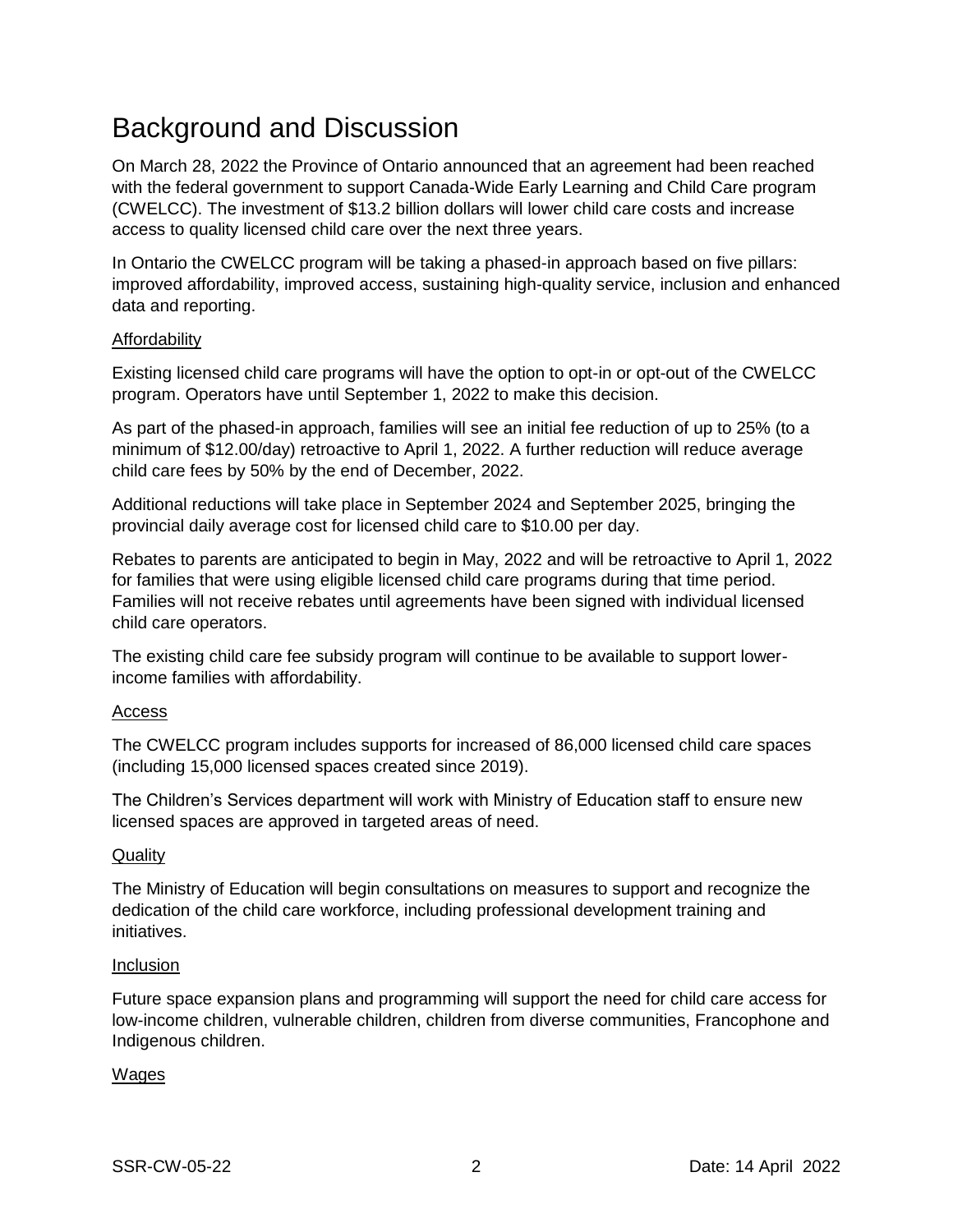# Background and Discussion

On March 28, 2022 the Province of Ontario announced that an agreement had been reached with the federal government to support Canada-Wide Early Learning and Child Care program (CWELCC). The investment of $13.2 billion dollars will lower child care costs and increase access to quality licensed child care over the next three years.

In Ontario the CWELCC program will be taking a phased-in approach based on five pillars: improved affordability, improved access, sustaining high-quality service, inclusion and enhanced data and reporting.

<u>Affordability</u>

Existing licensed child care programs will have the option to opt-in or opt-out of the CWELCC program. Operators have until September 1, 2022 to make this decision.

As part of the phased-in approach, families will see an initial fee reduction of up to 25% (to a minimum of $12.00/day) retroactive to April 1, 2022. A further reduction will reduce average child care fees by 50% by the end of December, 2022.

Additional reductions will take place in September 2024 and September 2025, bringing the provincial daily average cost for licensed child care to $10.00 per day.

Rebates to parents are anticipated to begin in May, 2022 and will be retroactive to April 1, 2022 for families that were using eligible licensed child care programs during that time period. Families will not receive rebates until agreements have been signed with individual licensed child care operators.

The existing child care fee subsidy program will continue to be available to support lower-income families with affordability.

<u>Access</u>

The CWELCC program includes supports for increased of 86,000 licensed child care spaces (including 15,000 licensed spaces created since 2019).

The Children's Services department will work with Ministry of Education staff to ensure new licensed spaces are approved in targeted areas of need.

<u>Quality</u>

The Ministry of Education will begin consultations on measures to support and recognize the dedication of the child care workforce, including professional development training and initiatives.

<u>Inclusion</u>

Future space expansion plans and programming will support the need for child care access for low-income children, vulnerable children, children from diverse communities, Francophone and Indigenous children.

<u>Wages</u>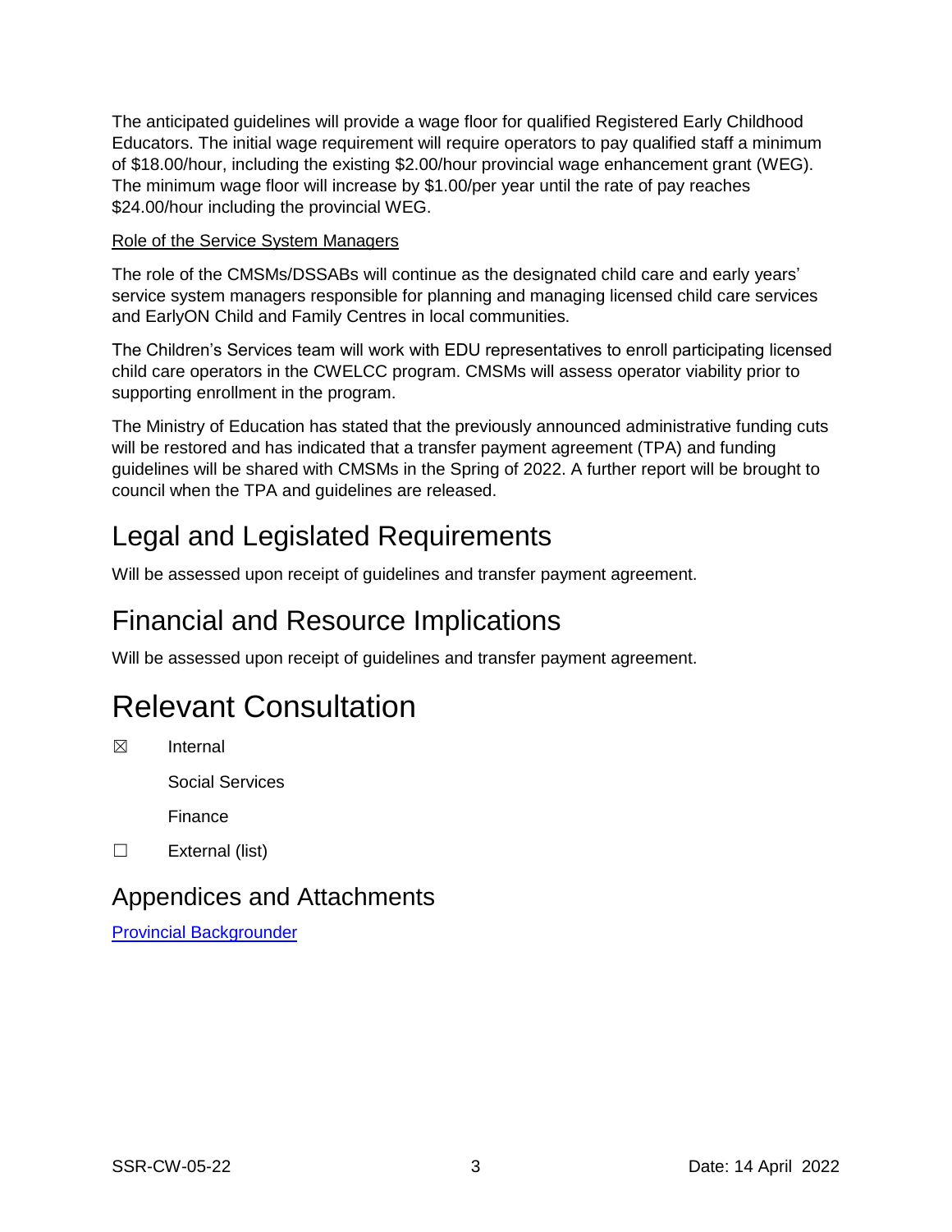The anticipated guidelines will provide a wage floor for qualified Registered Early Childhood Educators. The initial wage requirement will require operators to pay qualified staff a minimum of $18.00/hour, including the existing $2.00/hour provincial wage enhancement grant (WEG). The minimum wage floor will increase by $1.00/per year until the rate of pay reaches $24.00/hour including the provincial WEG.

Role of the Service System Managers

The role of the CMSMs/DSSABs will continue as the designated child care and early years' service system managers responsible for planning and managing licensed child care services and EarlyON Child and Family Centres in local communities.

The Children's Services team will work with EDU representatives to enroll participating licensed child care operators in the CWELCC program. CMSMs will assess operator viability prior to supporting enrollment in the program.

The Ministry of Education has stated that the previously announced administrative funding cuts will be restored and has indicated that a transfer payment agreement (TPA) and funding guidelines will be shared with CMSMs in the Spring of 2022. A further report will be brought to council when the TPA and guidelines are released.

## Legal and Legislated Requirements

Will be assessed upon receipt of guidelines and transfer payment agreement.

## Financial and Resource Implications

Will be assessed upon receipt of guidelines and transfer payment agreement.

# Relevant Consultation

☒ Internal

Social Services

Finance

☐ External (list)

## Appendices and Attachments

[Provincial Backgrounder]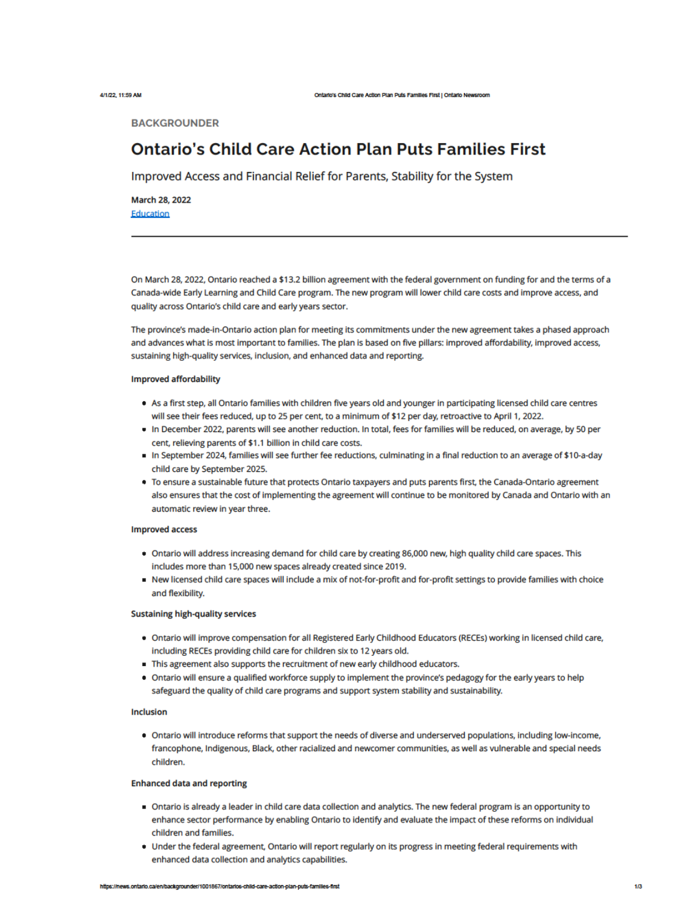BACKGROUNDER

# Ontario's Child Care Action Plan Puts Families First

## Improved Access and Financial Relief for Parents, Stability for the System

**March 28, 2022**
Education

---

On March 28, 2022, Ontario reached a $13.2 billion agreement with the federal government on funding for and the terms of a Canada-wide Early Learning and Child Care program. The new program will lower child care costs and improve access, and quality across Ontario's child care and early years sector.

The province's made-in-Ontario action plan for meeting its commitments under the new agreement takes a phased approach and advances what is most important to families. The plan is based on five pillars: improved affordability, improved access, sustaining high-quality services, inclusion, and enhanced data and reporting.

**Improved affordability**

- As a first step, all Ontario families with children five years old and younger in participating licensed child care centres will see their fees reduced, up to 25 per cent, to a minimum of $12 per day, retroactive to April 1, 2022.
- In December 2022, parents will see another reduction. In total, fees for families will be reduced, on average, by 50 per cent, relieving parents of $1.1 billion in child care costs.
- In September 2024, families will see further fee reductions, culminating in a final reduction to an average of $10-a-day child care by September 2025.
- To ensure a sustainable future that protects Ontario taxpayers and puts parents first, the Canada-Ontario agreement also ensures that the cost of implementing the agreement will continue to be monitored by Canada and Ontario with an automatic review in year three.

**Improved access**

- Ontario will address increasing demand for child care by creating 86,000 new, high quality child care spaces. This includes more than 15,000 new spaces already created since 2019.
- New licensed child care spaces will include a mix of not-for-profit and for-profit settings to provide families with choice and flexibility.

**Sustaining high-quality services**

- Ontario will improve compensation for all Registered Early Childhood Educators (RECEs) working in licensed child care, including RECEs providing child care for children six to 12 years old.
- This agreement also supports the recruitment of new early childhood educators.
- Ontario will ensure a qualified workforce supply to implement the province's pedagogy for the early years to help safeguard the quality of child care programs and support system stability and sustainability.

**Inclusion**

- Ontario will introduce reforms that support the needs of diverse and underserved populations, including low-income, francophone, Indigenous, Black, other racialized and newcomer communities, as well as vulnerable and special needs children.

**Enhanced data and reporting**

- Ontario is already a leader in child care data collection and analytics. The new federal program is an opportunity to enhance sector performance by enabling Ontario to identify and evaluate the impact of these reforms on individual children and families.
- Under the federal agreement, Ontario will report regularly on its progress in meeting federal requirements with enhanced data collection and analytics capabilities.